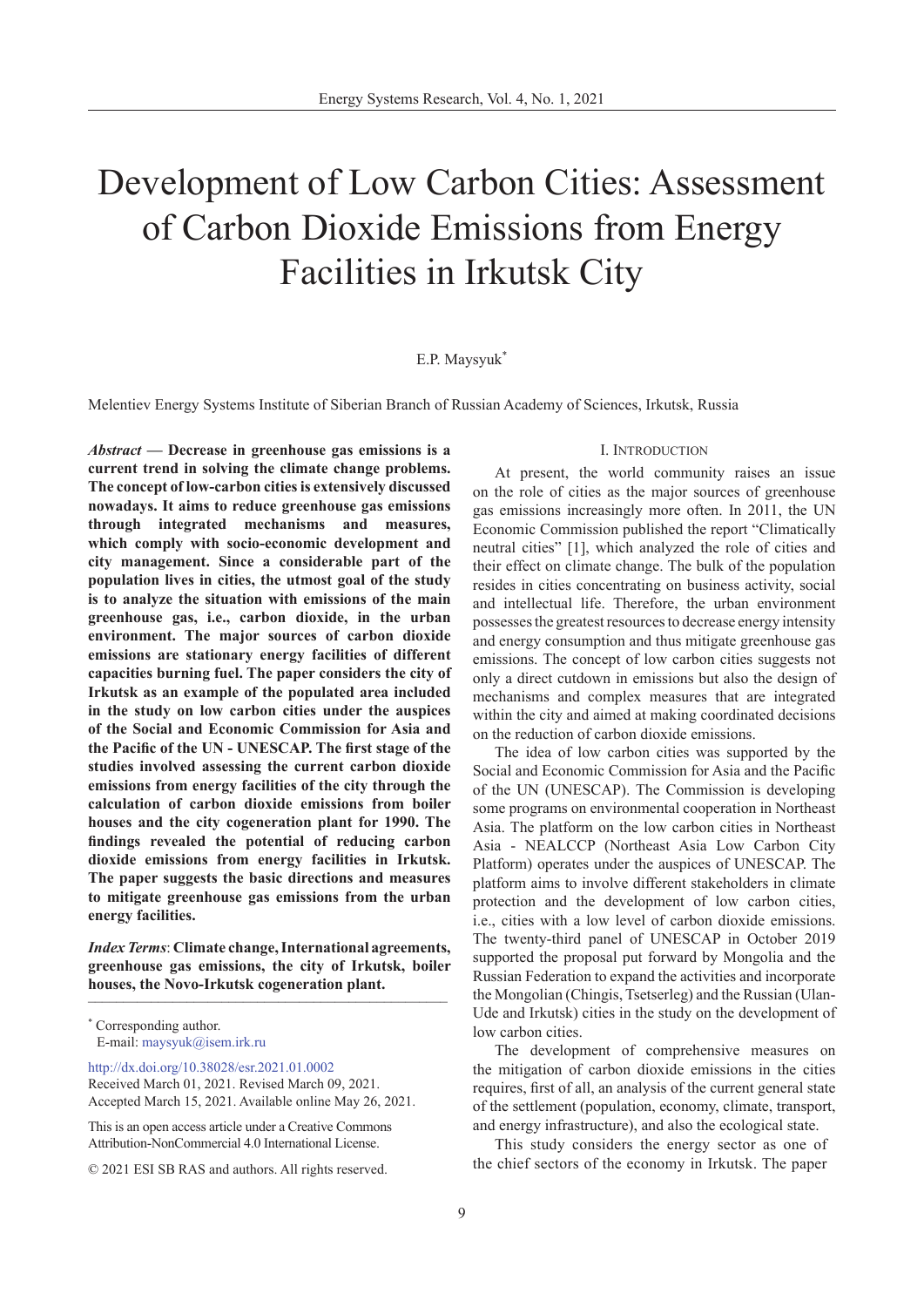# Development of Low Carbon Cities: Assessment of Carbon Dioxide Emissions from Energy Facilities in Irkutsk City

E.P. Maysyuk*

Melentiev Energy Systems Institute of Siberian Branch of Russian Academy of Sciences, Irkutsk, Russia

***Abstract* — Decrease in greenhouse gas emissions is a current trend in solving the climate change problems. The concept of low-carbon cities is extensively discussed nowadays. It aims to reduce greenhouse gas emissions through integrated mechanisms and measures, which comply with socio-economic development and city management. Since a considerable part of the population lives in cities, the utmost goal of the study is to analyze the situation with emissions of the main greenhouse gas, i.e., carbon dioxide, in the urban environment. The major sources of carbon dioxide emissions are stationary energy facilities of different capacities burning fuel. The paper considers the city of Irkutsk as an example of the populated area included in the study on low carbon cities under the auspices of the Social and Economic Commission for Asia and the Pacific of the UN - UNESCAP. The first stage of the studies involved assessing the current carbon dioxide emissions from energy facilities of the city through the calculation of carbon dioxide emissions from boiler houses and the city cogeneration plant for 1990. The findings revealed the potential of reducing carbon dioxide emissions from energy facilities in Irkutsk. The paper suggests the basic directions and measures to mitigate greenhouse gas emissions from the urban energy facilities.**

***Index Terms*: Climate change, International agreements, greenhouse gas emissions, the city of Irkutsk, boiler houses, the Novo-Irkutsk cogeneration plant.**

---

\* Corresponding author.
E-mail: maysyuk@isem.irk.ru

http://dx.doi.org/10.38028/esr.2021.01.0002
Received March 01, 2021. Revised March 09, 2021.
Accepted March 15, 2021. Available online May 26, 2021.

This is an open access article under a Creative Commons Attribution-NonCommercial 4.0 International License.

© 2021 ESI SB RAS and authors. All rights reserved.

## I. Introduction

At present, the world community raises an issue on the role of cities as the major sources of greenhouse gas emissions increasingly more often. In 2011, the UN Economic Commission published the report "Climatically neutral cities" [1], which analyzed the role of cities and their effect on climate change. The bulk of the population resides in cities concentrating on business activity, social and intellectual life. Therefore, the urban environment possesses the greatest resources to decrease energy intensity and energy consumption and thus mitigate greenhouse gas emissions. The concept of low carbon cities suggests not only a direct cutdown in emissions but also the design of mechanisms and complex measures that are integrated within the city and aimed at making coordinated decisions on the reduction of carbon dioxide emissions.

The idea of low carbon cities was supported by the Social and Economic Commission for Asia and the Pacific of the UN (UNESCAP). The Commission is developing some programs on environmental cooperation in Northeast Asia. The platform on the low carbon cities in Northeast Asia - NEALCCP (Northeast Asia Low Carbon City Platform) operates under the auspices of UNESCAP. The platform aims to involve different stakeholders in climate protection and the development of low carbon cities, i.e., cities with a low level of carbon dioxide emissions. The twenty-third panel of UNESCAP in October 2019 supported the proposal put forward by Mongolia and the Russian Federation to expand the activities and incorporate the Mongolian (Chingis, Tsetserleg) and the Russian (Ulan-Ude and Irkutsk) cities in the study on the development of low carbon cities.

The development of comprehensive measures on the mitigation of carbon dioxide emissions in the cities requires, first of all, an analysis of the current general state of the settlement (population, economy, climate, transport, and energy infrastructure), and also the ecological state.

This study considers the energy sector as one of the chief sectors of the economy in Irkutsk. The paper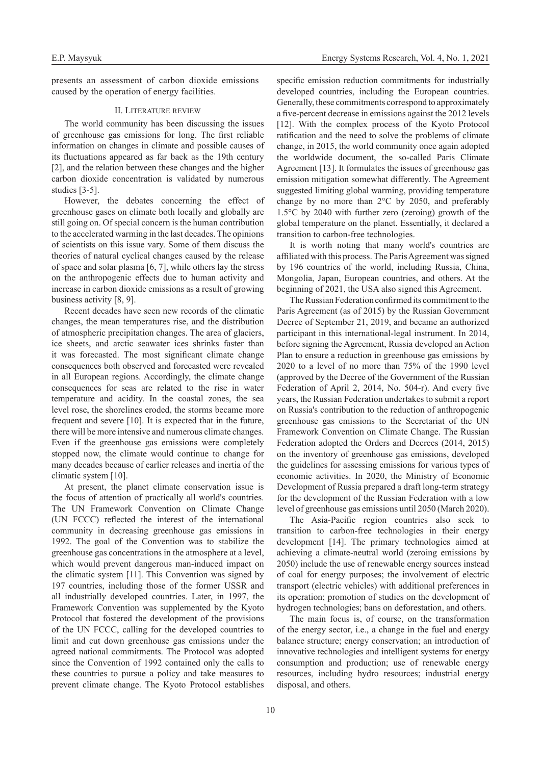presents an assessment of carbon dioxide emissions caused by the operation of energy facilities.

## II. Literature review

The world community has been discussing the issues of greenhouse gas emissions for long. The first reliable information on changes in climate and possible causes of its fluctuations appeared as far back as the 19th century [2], and the relation between these changes and the higher carbon dioxide concentration is validated by numerous studies [3-5].

However, the debates concerning the effect of greenhouse gases on climate both locally and globally are still going on. Of special concern is the human contribution to the accelerated warming in the last decades. The opinions of scientists on this issue vary. Some of them discuss the theories of natural cyclical changes caused by the release of space and solar plasma [6, 7], while others lay the stress on the anthropogenic effects due to human activity and increase in carbon dioxide emissions as a result of growing business activity [8, 9].

Recent decades have seen new records of the climatic changes, the mean temperatures rise, and the distribution of atmospheric precipitation changes. The area of glaciers, ice sheets, and arctic seawater ices shrinks faster than it was forecasted. The most significant climate change consequences both observed and forecasted were revealed in all European regions. Accordingly, the climate change consequences for seas are related to the rise in water temperature and acidity. In the coastal zones, the sea level rose, the shorelines eroded, the storms became more frequent and severe [10]. It is expected that in the future, there will be more intensive and numerous climate changes. Even if the greenhouse gas emissions were completely stopped now, the climate would continue to change for many decades because of earlier releases and inertia of the climatic system [10].

At present, the planet climate conservation issue is the focus of attention of practically all world's countries. The UN Framework Convention on Climate Change (UN FCCC) reflected the interest of the international community in decreasing greenhouse gas emissions in 1992. The goal of the Convention was to stabilize the greenhouse gas concentrations in the atmosphere at a level, which would prevent dangerous man-induced impact on the climatic system [11]. This Convention was signed by 197 countries, including those of the former USSR and all industrially developed countries. Later, in 1997, the Framework Convention was supplemented by the Kyoto Protocol that fostered the development of the provisions of the UN FCCC, calling for the developed countries to limit and cut down greenhouse gas emissions under the agreed national commitments. The Protocol was adopted since the Convention of 1992 contained only the calls to these countries to pursue a policy and take measures to prevent climate change. The Kyoto Protocol establishes specific emission reduction commitments for industrially developed countries, including the European countries. Generally, these commitments correspond to approximately a five-percent decrease in emissions against the 2012 levels [12]. With the complex process of the Kyoto Protocol ratification and the need to solve the problems of climate change, in 2015, the world community once again adopted the worldwide document, the so-called Paris Climate Agreement [13]. It formulates the issues of greenhouse gas emission mitigation somewhat differently. The Agreement suggested limiting global warming, providing temperature change by no more than 2°C by 2050, and preferably 1.5°C by 2040 with further zero (zeroing) growth of the global temperature on the planet. Essentially, it declared a transition to carbon-free technologies.

It is worth noting that many world's countries are affiliated with this process. The Paris Agreement was signed by 196 countries of the world, including Russia, China, Mongolia, Japan, European countries, and others. At the beginning of 2021, the USA also signed this Agreement.

The Russian Federation confirmed its commitment to the Paris Agreement (as of 2015) by the Russian Government Decree of September 21, 2019, and became an authorized participant in this international-legal instrument. In 2014, before signing the Agreement, Russia developed an Action Plan to ensure a reduction in greenhouse gas emissions by 2020 to a level of no more than 75% of the 1990 level (approved by the Decree of the Government of the Russian Federation of April 2, 2014, No. 504-r). And every five years, the Russian Federation undertakes to submit a report on Russia's contribution to the reduction of anthropogenic greenhouse gas emissions to the Secretariat of the UN Framework Convention on Climate Change. The Russian Federation adopted the Orders and Decrees (2014, 2015) on the inventory of greenhouse gas emissions, developed the guidelines for assessing emissions for various types of economic activities. In 2020, the Ministry of Economic Development of Russia prepared a draft long-term strategy for the development of the Russian Federation with a low level of greenhouse gas emissions until 2050 (March 2020).

The Asia-Pacific region countries also seek to transition to carbon-free technologies in their energy development [14]. The primary technologies aimed at achieving a climate-neutral world (zeroing emissions by 2050) include the use of renewable energy sources instead of coal for energy purposes; the involvement of electric transport (electric vehicles) with additional preferences in its operation; promotion of studies on the development of hydrogen technologies; bans on deforestation, and others.

The main focus is, of course, on the transformation of the energy sector, i.e., a change in the fuel and energy balance structure; energy conservation; an introduction of innovative technologies and intelligent systems for energy consumption and production; use of renewable energy resources, including hydro resources; industrial energy disposal, and others.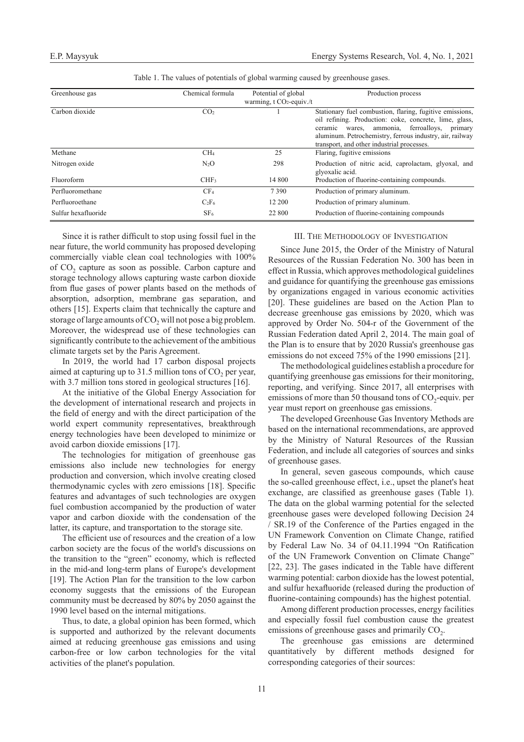Table 1. The values of potentials of global warming caused by greenhouse gases.

| Greenhouse gas | Chemical formula | Potential of global warming, t $CO_2$-equiv./t | Production process |
|---|---|---|---|
| Carbon dioxide | $CO_2$ | 1 | Stationary fuel combustion, flaring, fugitive emissions, oil refining. Production: coke, concrete, lime, glass, ceramic wares, ammonia, ferroalloys, primary aluminum. Petrochemistry, ferrous industry, air, railway transport, and other industrial processes. |
| Methane | $CH_4$ | 25 | Flaring, fugitive emissions |
| Nitrogen oxide | $N_2O$ | 298 | Production of nitric acid, caprolactam, glyoxal, and glyoxalic acid. |
| Fluoroform | $CHF_3$ | 14 800 | Production of fluorine-containing compounds. |
| Perfluoromethane | $CF_4$ | 7 390 | Production of primary aluminum. |
| Perfluoroethane | $C_2F_6$ | 12 200 | Production of primary aluminum. |
| Sulfur hexafluoride | $SF_6$ | 22 800 | Production of fluorine-containing compounds |

Since it is rather difficult to stop using fossil fuel in the near future, the world community has proposed developing commercially viable clean coal technologies with 100% of $CO_2$ capture as soon as possible. Carbon capture and storage technology allows capturing waste carbon dioxide from flue gases of power plants based on the methods of absorption, adsorption, membrane gas separation, and others [15]. Experts claim that technically the capture and storage of large amounts of $CO_2$ will not pose a big problem. Moreover, the widespread use of these technologies can significantly contribute to the achievement of the ambitious climate targets set by the Paris Agreement.

In 2019, the world had 17 carbon disposal projects aimed at capturing up to 31.5 million tons of $CO_2$ per year, with 3.7 million tons stored in geological structures [16].

At the initiative of the Global Energy Association for the development of international research and projects in the field of energy and with the direct participation of the world expert community representatives, breakthrough energy technologies have been developed to minimize or avoid carbon dioxide emissions [17].

The technologies for mitigation of greenhouse gas emissions also include new technologies for energy production and conversion, which involve creating closed thermodynamic cycles with zero emissions [18]. Specific features and advantages of such technologies are oxygen fuel combustion accompanied by the production of water vapor and carbon dioxide with the condensation of the latter, its capture, and transportation to the storage site.

The efficient use of resources and the creation of a low carbon society are the focus of the world's discussions on the transition to the "green" economy, which is reflected in the mid-and long-term plans of Europe's development [19]. The Action Plan for the transition to the low carbon economy suggests that the emissions of the European community must be decreased by 80% by 2050 against the 1990 level based on the internal mitigations.

Thus, to date, a global opinion has been formed, which is supported and authorized by the relevant documents aimed at reducing greenhouse gas emissions and using carbon-free or low carbon technologies for the vital activities of the planet's population.

## III. The Methodology of Investigation

Since June 2015, the Order of the Ministry of Natural Resources of the Russian Federation No. 300 has been in effect in Russia, which approves methodological guidelines and guidance for quantifying the greenhouse gas emissions by organizations engaged in various economic activities [20]. These guidelines are based on the Action Plan to decrease greenhouse gas emissions by 2020, which was approved by Order No. 504-r of the Government of the Russian Federation dated April 2, 2014. The main goal of the Plan is to ensure that by 2020 Russia's greenhouse gas emissions do not exceed 75% of the 1990 emissions [21].

The methodological guidelines establish a procedure for quantifying greenhouse gas emissions for their monitoring, reporting, and verifying. Since 2017, all enterprises with emissions of more than 50 thousand tons of $CO_2$-equiv. per year must report on greenhouse gas emissions.

The developed Greenhouse Gas Inventory Methods are based on the international recommendations, are approved by the Ministry of Natural Resources of the Russian Federation, and include all categories of sources and sinks of greenhouse gases.

In general, seven gaseous compounds, which cause the so-called greenhouse effect, i.e., upset the planet's heat exchange, are classified as greenhouse gases (Table 1). The data on the global warming potential for the selected greenhouse gases were developed following Decision 24 / SR.19 of the Conference of the Parties engaged in the UN Framework Convention on Climate Change, ratified by Federal Law No. 34 of 04.11.1994 "On Ratification of the UN Framework Convention on Climate Change" [22, 23]. The gases indicated in the Table have different warming potential: carbon dioxide has the lowest potential, and sulfur hexafluoride (released during the production of fluorine-containing compounds) has the highest potential.

Among different production processes, energy facilities and especially fossil fuel combustion cause the greatest emissions of greenhouse gases and primarily $CO_2$.

The greenhouse gas emissions are determined quantitatively by different methods designed for corresponding categories of their sources: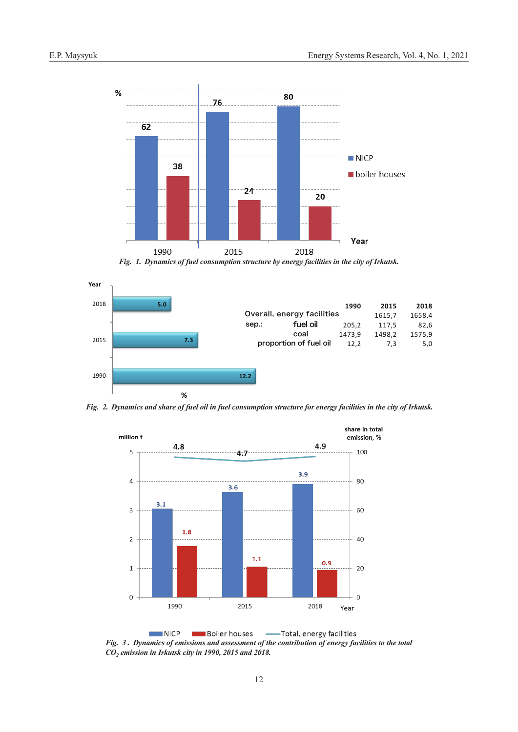*Fig. 1. Dynamics of fuel consumption structure by energy facilities in the city of Irkutsk.*

| | 1990 | 2015 | 2018 |
|---|---|---|---|
| Overall, energy facilities | | 1615,7 | 1658,4 |
| sep.: fuel oil | 205,2 | 117,5 | 82,6 |
| coal | 1473,9 | 1498,2 | 1575,9 |
| proportion of fuel oil | 12,2 | 7,3 | 5,0 |

*Fig. 2. Dynamics and share of fuel oil in fuel consumption structure for energy facilities in the city of Irkutsk.*

*Fig. 3. Dynamics of emissions and assessment of the contribution of energy facilities to the total $CO_2$ emission in Irkutsk city in 1990, 2015 and 2018.*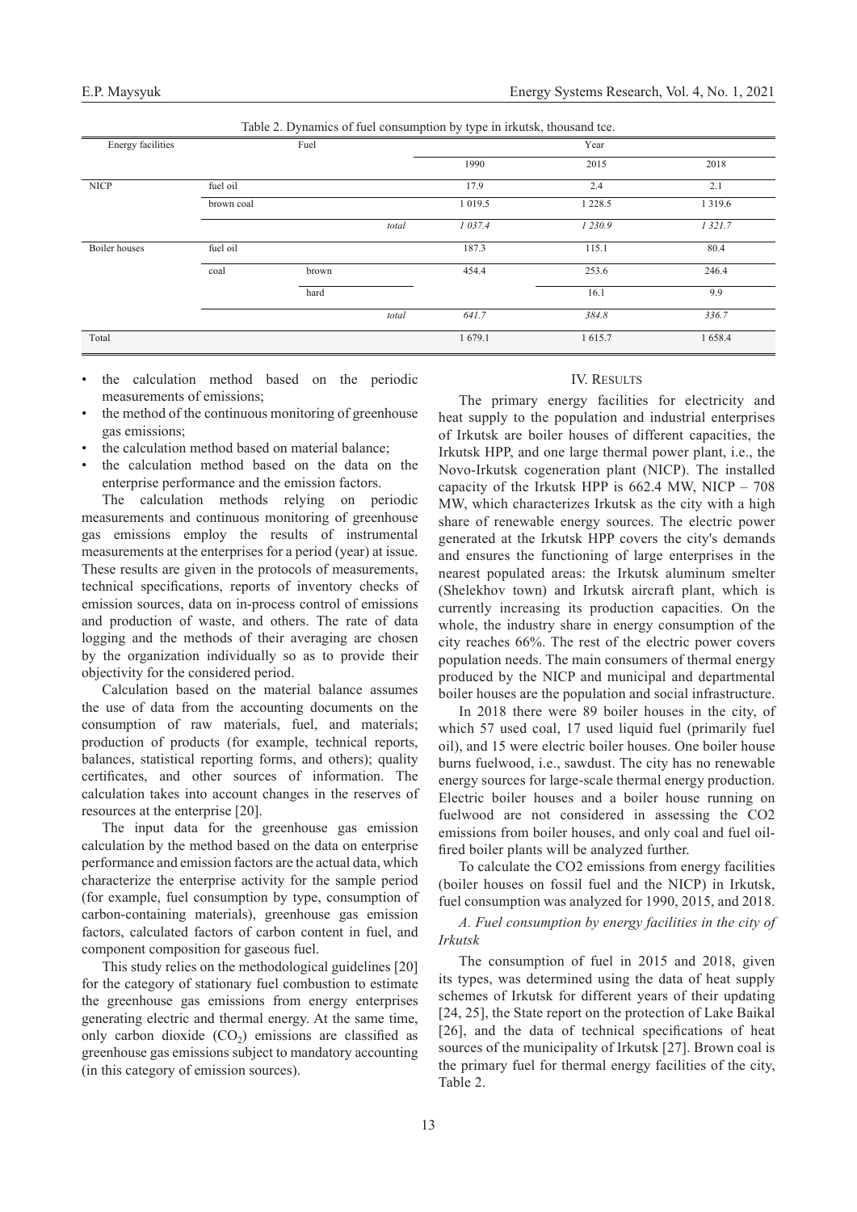Table 2. Dynamics of fuel consumption by type in irkutsk, thousand tce.

| Energy facilities | Fuel | | | Year | | |
|---|---|---|---|---|---|---|
| | | | | 1990 | 2015 | 2018 |
| NICP | fuel oil | | | 17.9 | 2.4 | 2.1 |
| | brown coal | | | 1 019.5 | 1 228.5 | 1 319.6 |
| | | | *total* | *1 037.4* | *1 230.9* | *1 321.7* |
| Boiler houses | fuel oil | | | 187.3 | 115.1 | 80.4 |
| | coal | brown | | 454.4 | 253.6 | 246.4 |
| | | hard | | | 16.1 | 9.9 |
| | | | *total* | *641.7* | *384.8* | *336.7* |
| Total | | | | 1 679.1 | 1 615.7 | 1 658.4 |

- the calculation method based on the periodic measurements of emissions;
- the method of the continuous monitoring of greenhouse gas emissions;
- the calculation method based on material balance;
- the calculation method based on the data on the enterprise performance and the emission factors.

The calculation methods relying on periodic measurements and continuous monitoring of greenhouse gas emissions employ the results of instrumental measurements at the enterprises for a period (year) at issue. These results are given in the protocols of measurements, technical specifications, reports of inventory checks of emission sources, data on in-process control of emissions and production of waste, and others. The rate of data logging and the methods of their averaging are chosen by the organization individually so as to provide their objectivity for the considered period.

Calculation based on the material balance assumes the use of data from the accounting documents on the consumption of raw materials, fuel, and materials; production of products (for example, technical reports, balances, statistical reporting forms, and others); quality certificates, and other sources of information. The calculation takes into account changes in the reserves of resources at the enterprise [20].

The input data for the greenhouse gas emission calculation by the method based on the data on enterprise performance and emission factors are the actual data, which characterize the enterprise activity for the sample period (for example, fuel consumption by type, consumption of carbon-containing materials), greenhouse gas emission factors, calculated factors of carbon content in fuel, and component composition for gaseous fuel.

This study relies on the methodological guidelines [20] for the category of stationary fuel combustion to estimate the greenhouse gas emissions from energy enterprises generating electric and thermal energy. At the same time, only carbon dioxide ($CO_2$) emissions are classified as greenhouse gas emissions subject to mandatory accounting (in this category of emission sources).

## IV. Results

The primary energy facilities for electricity and heat supply to the population and industrial enterprises of Irkutsk are boiler houses of different capacities, the Irkutsk HPP, and one large thermal power plant, i.e., the Novo-Irkutsk cogeneration plant (NICP). The installed capacity of the Irkutsk HPP is 662.4 MW, NICP – 708 MW, which characterizes Irkutsk as the city with a high share of renewable energy sources. The electric power generated at the Irkutsk HPP covers the city's demands and ensures the functioning of large enterprises in the nearest populated areas: the Irkutsk aluminum smelter (Shelekhov town) and Irkutsk aircraft plant, which is currently increasing its production capacities. On the whole, the industry share in energy consumption of the city reaches 66%. The rest of the electric power covers population needs. The main consumers of thermal energy produced by the NICP and municipal and departmental boiler houses are the population and social infrastructure.

In 2018 there were 89 boiler houses in the city, of which 57 used coal, 17 used liquid fuel (primarily fuel oil), and 15 were electric boiler houses. One boiler house burns fuelwood, i.e., sawdust. The city has no renewable energy sources for large-scale thermal energy production. Electric boiler houses and a boiler house running on fuelwood are not considered in assessing the CO2 emissions from boiler houses, and only coal and fuel oil-fired boiler plants will be analyzed further.

To calculate the CO2 emissions from energy facilities (boiler houses on fossil fuel and the NICP) in Irkutsk, fuel consumption was analyzed for 1990, 2015, and 2018.

### *A. Fuel consumption by energy facilities in the city of Irkutsk*

The consumption of fuel in 2015 and 2018, given its types, was determined using the data of heat supply schemes of Irkutsk for different years of their updating [24, 25], the State report on the protection of Lake Baikal [26], and the data of technical specifications of heat sources of the municipality of Irkutsk [27]. Brown coal is the primary fuel for thermal energy facilities of the city, Table 2.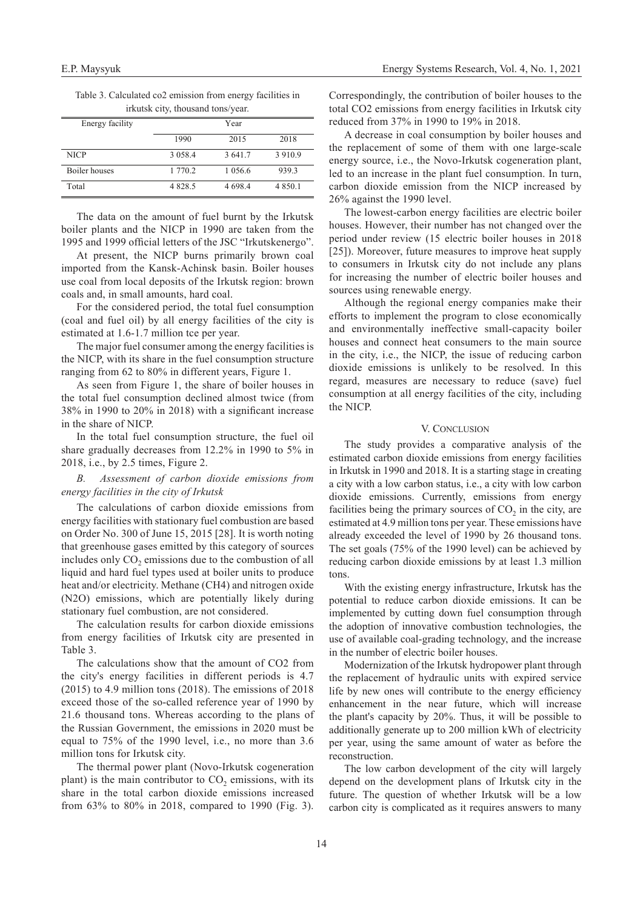Table 3. Calculated co2 emission from energy facilities in irkutsk city, thousand tons/year.

| Energy facility | Year | | |
|---|---|---|---|
| | 1990 | 2015 | 2018 |
| NICP | 3 058.4 | 3 641.7 | 3 910.9 |
| Boiler houses | 1 770.2 | 1 056.6 | 939.3 |
| Total | 4 828.5 | 4 698.4 | 4 850.1 |

The data on the amount of fuel burnt by the Irkutsk boiler plants and the NICP in 1990 are taken from the 1995 and 1999 official letters of the JSC "Irkutskenergo".

At present, the NICP burns primarily brown coal imported from the Kansk-Achinsk basin. Boiler houses use coal from local deposits of the Irkutsk region: brown coals and, in small amounts, hard coal.

For the considered period, the total fuel consumption (coal and fuel oil) by all energy facilities of the city is estimated at 1.6-1.7 million tce per year.

The major fuel consumer among the energy facilities is the NICP, with its share in the fuel consumption structure ranging from 62 to 80% in different years, Figure 1.

As seen from Figure 1, the share of boiler houses in the total fuel consumption declined almost twice (from 38% in 1990 to 20% in 2018) with a significant increase in the share of NICP.

In the total fuel consumption structure, the fuel oil share gradually decreases from 12.2% in 1990 to 5% in 2018, i.e., by 2.5 times, Figure 2.

### *B. Assessment of carbon dioxide emissions from energy facilities in the city of Irkutsk*

The calculations of carbon dioxide emissions from energy facilities with stationary fuel combustion are based on Order No. 300 of June 15, 2015 [28]. It is worth noting that greenhouse gases emitted by this category of sources includes only $CO_2$ emissions due to the combustion of all liquid and hard fuel types used at boiler units to produce heat and/or electricity. Methane (CH4) and nitrogen oxide (N2O) emissions, which are potentially likely during stationary fuel combustion, are not considered.

The calculation results for carbon dioxide emissions from energy facilities of Irkutsk city are presented in Table 3.

The calculations show that the amount of CO2 from the city's energy facilities in different periods is 4.7 (2015) to 4.9 million tons (2018). The emissions of 2018 exceed those of the so-called reference year of 1990 by 21.6 thousand tons. Whereas according to the plans of the Russian Government, the emissions in 2020 must be equal to 75% of the 1990 level, i.e., no more than 3.6 million tons for Irkutsk city.

The thermal power plant (Novo-Irkutsk cogeneration plant) is the main contributor to $CO_2$ emissions, with its share in the total carbon dioxide emissions increased from 63% to 80% in 2018, compared to 1990 (Fig. 3). Correspondingly, the contribution of boiler houses to the total CO2 emissions from energy facilities in Irkutsk city reduced from 37% in 1990 to 19% in 2018.

A decrease in coal consumption by boiler houses and the replacement of some of them with one large-scale energy source, i.e., the Novo-Irkutsk cogeneration plant, led to an increase in the plant fuel consumption. In turn, carbon dioxide emission from the NICP increased by 26% against the 1990 level.

The lowest-carbon energy facilities are electric boiler houses. However, their number has not changed over the period under review (15 electric boiler houses in 2018 [25]). Moreover, future measures to improve heat supply to consumers in Irkutsk city do not include any plans for increasing the number of electric boiler houses and sources using renewable energy.

Although the regional energy companies make their efforts to implement the program to close economically and environmentally ineffective small-capacity boiler houses and connect heat consumers to the main source in the city, i.e., the NICP, the issue of reducing carbon dioxide emissions is unlikely to be resolved. In this regard, measures are necessary to reduce (save) fuel consumption at all energy facilities of the city, including the NICP.

## V. Conclusion

The study provides a comparative analysis of the estimated carbon dioxide emissions from energy facilities in Irkutsk in 1990 and 2018. It is a starting stage in creating a city with a low carbon status, i.e., a city with low carbon dioxide emissions. Currently, emissions from energy facilities being the primary sources of $CO_2$ in the city, are estimated at 4.9 million tons per year. These emissions have already exceeded the level of 1990 by 26 thousand tons. The set goals (75% of the 1990 level) can be achieved by reducing carbon dioxide emissions by at least 1.3 million tons.

With the existing energy infrastructure, Irkutsk has the potential to reduce carbon dioxide emissions. It can be implemented by cutting down fuel consumption through the adoption of innovative combustion technologies, the use of available coal-grading technology, and the increase in the number of electric boiler houses.

Modernization of the Irkutsk hydropower plant through the replacement of hydraulic units with expired service life by new ones will contribute to the energy efficiency enhancement in the near future, which will increase the plant's capacity by 20%. Thus, it will be possible to additionally generate up to 200 million kWh of electricity per year, using the same amount of water as before the reconstruction.

The low carbon development of the city will largely depend on the development plans of Irkutsk city in the future. The question of whether Irkutsk will be a low carbon city is complicated as it requires answers to many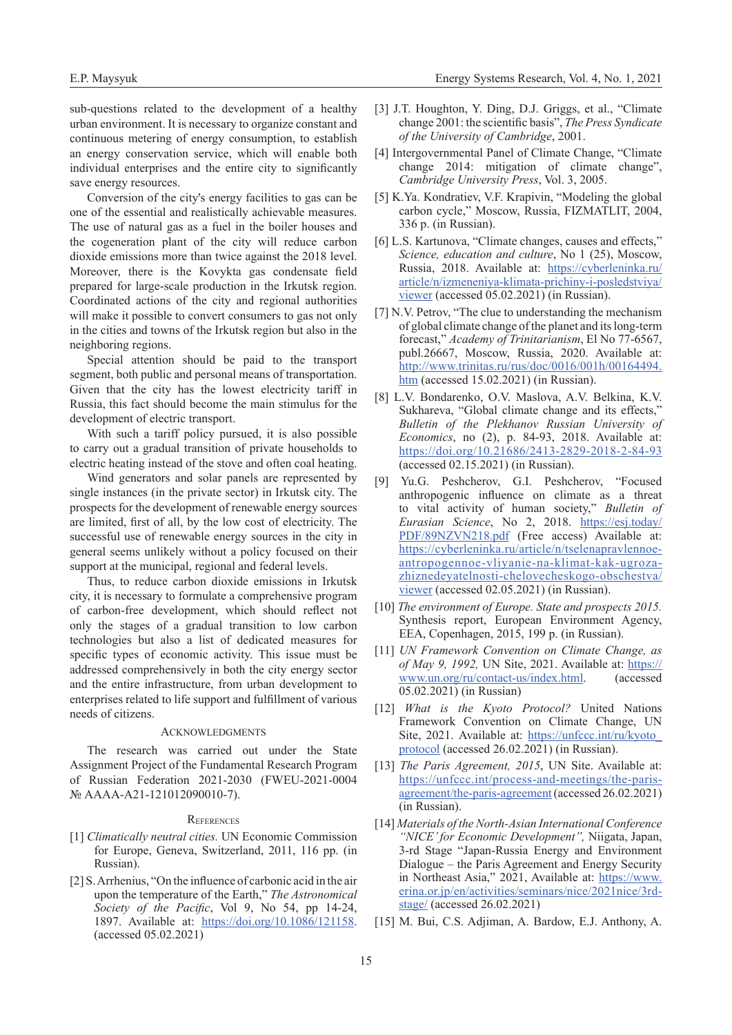sub-questions related to the development of a healthy urban environment. It is necessary to organize constant and continuous metering of energy consumption, to establish an energy conservation service, which will enable both individual enterprises and the entire city to significantly save energy resources.

Conversion of the city's energy facilities to gas can be one of the essential and realistically achievable measures. The use of natural gas as a fuel in the boiler houses and the cogeneration plant of the city will reduce carbon dioxide emissions more than twice against the 2018 level. Moreover, there is the Kovykta gas condensate field prepared for large-scale production in the Irkutsk region. Coordinated actions of the city and regional authorities will make it possible to convert consumers to gas not only in the cities and towns of the Irkutsk region but also in the neighboring regions.

Special attention should be paid to the transport segment, both public and personal means of transportation. Given that the city has the lowest electricity tariff in Russia, this fact should become the main stimulus for the development of electric transport.

With such a tariff policy pursued, it is also possible to carry out a gradual transition of private households to electric heating instead of the stove and often coal heating.

Wind generators and solar panels are represented by single instances (in the private sector) in Irkutsk city. The prospects for the development of renewable energy sources are limited, first of all, by the low cost of electricity. The successful use of renewable energy sources in the city in general seems unlikely without a policy focused on their support at the municipal, regional and federal levels.

Thus, to reduce carbon dioxide emissions in Irkutsk city, it is necessary to formulate a comprehensive program of carbon-free development, which should reflect not only the stages of a gradual transition to low carbon technologies but also a list of dedicated measures for specific types of economic activity. This issue must be addressed comprehensively in both the city energy sector and the entire infrastructure, from urban development to enterprises related to life support and fulfillment of various needs of citizens.

## Acknowledgments

The research was carried out under the State Assignment Project of the Fundamental Research Program of Russian Federation 2021-2030 (FWEU-2021-0004 № AAAA-A21-121012090010-7).

## References

[1] *Climatically neutral cities.* UN Economic Commission for Europe, Geneva, Switzerland, 2011, 116 pp. (in Russian).

[2] S. Arrhenius, "On the influence of carbonic acid in the air upon the temperature of the Earth," *The Astronomical Society of the Pacific*, Vol 9, No 54, pp 14-24, 1897. Available at: https://doi.org/10.1086/121158. (accessed 05.02.2021)

[3] J.T. Houghton, Y. Ding, D.J. Griggs, et al., "Climate change 2001: the scientific basis", *The Press Syndicate of the University of Cambridge*, 2001.

[4] Intergovernmental Panel of Climate Change, "Climate change 2014: mitigation of climate change", *Cambridge University Press*, Vol. 3, 2005.

[5] K.Ya. Kondratiev, V.F. Krapivin, "Modeling the global carbon cycle," Moscow, Russia, FIZMATLIT, 2004, 336 p. (in Russian).

[6] L.S. Kartunova, "Climate changes, causes and effects," *Science, education and culture*, No 1 (25), Moscow, Russia, 2018. Available at: https://cyberleninka.ru/article/n/izmeneniya-klimata-prichiny-i-posledstviya/viewer (accessed 05.02.2021) (in Russian).

[7] N.V. Petrov, "The clue to understanding the mechanism of global climate change of the planet and its long-term forecast," *Academy of Trinitarianism*, El No 77-6567, publ.26667, Moscow, Russia, 2020. Available at: http://www.trinitas.ru/rus/doc/0016/001h/00164494.htm (accessed 15.02.2021) (in Russian).

[8] L.V. Bondarenko, O.V. Maslova, A.V. Belkina, K.V. Sukhareva, "Global climate change and its effects," *Bulletin of the Plekhanov Russian University of Economics*, no (2), p. 84-93, 2018. Available at: https://doi.org/10.21686/2413-2829-2018-2-84-93 (accessed 02.15.2021) (in Russian).

[9] Yu.G. Peshcherov, G.I. Peshcherov, "Focused anthropogenic influence on climate as a threat to vital activity of human society," *Bulletin of Eurasian Science*, No 2, 2018. https://esj.today/PDF/89NZVN218.pdf (Free access) Available at: https://cyberleninka.ru/article/n/tselenapravlennoe-antropogennoe-vliyanie-na-klimat-kak-ugroza-zhiznedeyatelnosti-chelovecheskogo-obschestva/viewer (accessed 02.05.2021) (in Russian).

[10] *The environment of Europe. State and prospects 2015.* Synthesis report, European Environment Agency, EEA, Copenhagen, 2015, 199 p. (in Russian).

[11] *UN Framework Convention on Climate Change, as of May 9, 1992,* UN Site, 2021. Available at: https://www.un.org/ru/contact-us/index.html. (accessed 05.02.2021) (in Russian)

[12] *What is the Kyoto Protocol?* United Nations Framework Convention on Climate Change, UN Site, 2021. Available at: https://unfccc.int/ru/kyoto_protocol (accessed 26.02.2021) (in Russian).

[13] *The Paris Agreement, 2015*, UN Site. Available at: https://unfccc.int/process-and-meetings/the-paris-agreement/the-paris-agreement (accessed 26.02.2021) (in Russian).

[14] *Materials of the North-Asian International Conference "NICE" for Economic Development",* Niigata, Japan, 3-rd Stage "Japan-Russia Energy and Environment Dialogue – the Paris Agreement and Energy Security in Northeast Asia," 2021, Available at: https://www.erina.or.jp/en/activities/seminars/nice/2021nice/3rd-stage/ (accessed 26.02.2021)

[15] M. Bui, C.S. Adjiman, A. Bardow, E.J. Anthony, A.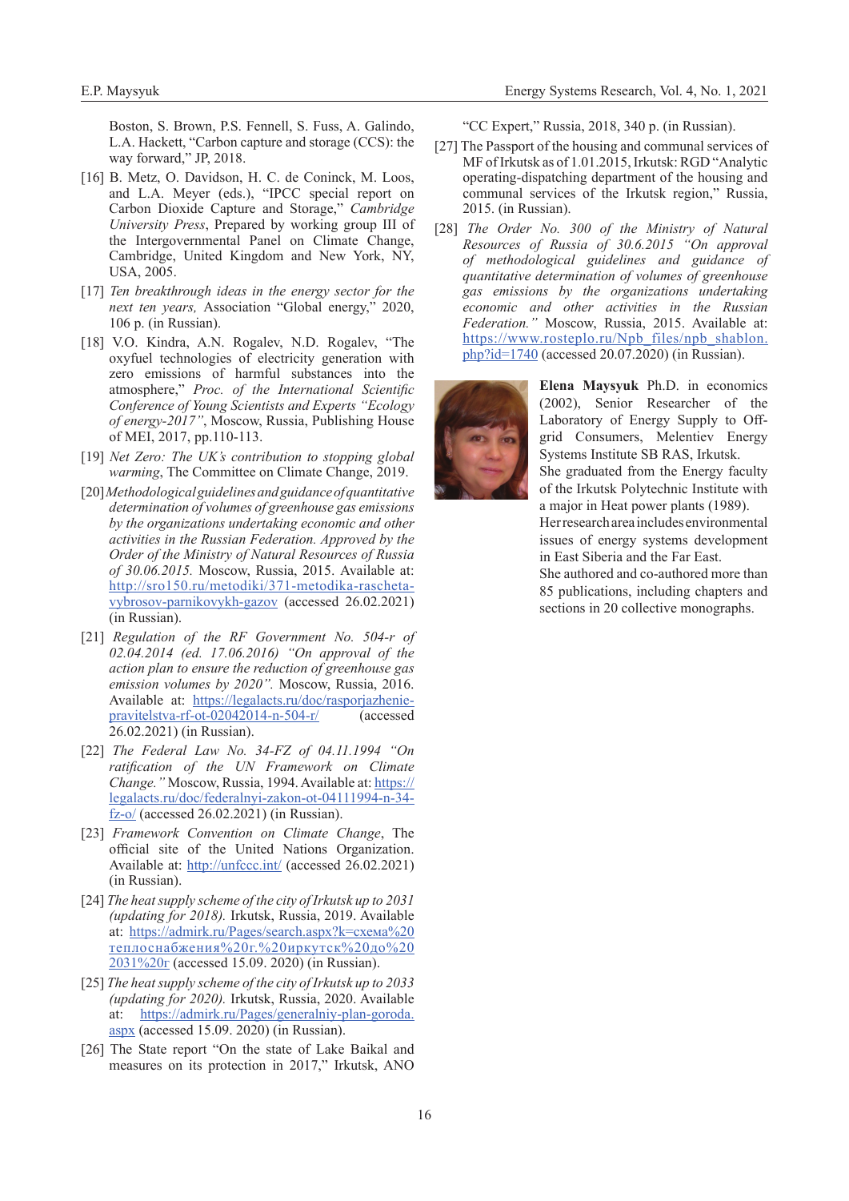Boston, S. Brown, P.S. Fennell, S. Fuss, A. Galindo, L.A. Hackett, "Carbon capture and storage (CCS): the way forward," JP, 2018.

[16] B. Metz, O. Davidson, H. C. de Coninck, M. Loos, and L.A. Meyer (eds.), "IPCC special report on Carbon Dioxide Capture and Storage," *Cambridge University Press*, Prepared by working group III of the Intergovernmental Panel on Climate Change, Cambridge, United Kingdom and New York, NY, USA, 2005.

[17] *Ten breakthrough ideas in the energy sector for the next ten years,* Association "Global energy," 2020, 106 p. (in Russian).

[18] V.O. Kindra, A.N. Rogalev, N.D. Rogalev, "The oxyfuel technologies of electricity generation with zero emissions of harmful substances into the atmosphere," *Proc. of the International Scientific Conference of Young Scientists and Experts "Ecology of energy-2017"*, Moscow, Russia, Publishing House of MEI, 2017, pp.110-113.

[19] *Net Zero: The UK's contribution to stopping global warming*, The Committee on Climate Change, 2019.

[20] *Methodological guidelines and guidance of quantitative determination of volumes of greenhouse gas emissions by the organizations undertaking economic and other activities in the Russian Federation. Approved by the Order of the Ministry of Natural Resources of Russia of 30.06.2015.* Moscow, Russia, 2015. Available at: http://sro150.ru/metodiki/371-metodika-rascheta-vybrosov-parnikovykh-gazov (accessed 26.02.2021) (in Russian).

[21] *Regulation of the RF Government No. 504-r of 02.04.2014 (ed. 17.06.2016) "On approval of the action plan to ensure the reduction of greenhouse gas emission volumes by 2020".* Moscow, Russia, 2016. Available at: https://legalacts.ru/doc/rasporjazhenie-pravitelstva-rf-ot-02042014-n-504-r/ (accessed 26.02.2021) (in Russian).

[22] *The Federal Law No. 34-FZ of 04.11.1994 "On ratification of the UN Framework on Climate Change."* Moscow, Russia, 1994. Available at: https://legalacts.ru/doc/federalnyi-zakon-ot-04111994-n-34-fz-o/ (accessed 26.02.2021) (in Russian).

[23] *Framework Convention on Climate Change*, The official site of the United Nations Organization. Available at: http://unfccc.int/ (accessed 26.02.2021) (in Russian).

[24] *The heat supply scheme of the city of Irkutsk up to 2031 (updating for 2018).* Irkutsk, Russia, 2019. Available at: https://admirk.ru/Pages/search.aspx?k=схема%20теплоснабжения%20г.%20иркутск%20до%202031%20г (accessed 15.09. 2020) (in Russian).

[25] *The heat supply scheme of the city of Irkutsk up to 2033 (updating for 2020).* Irkutsk, Russia, 2020. Available at: https://admirk.ru/Pages/generalniy-plan-goroda.aspx (accessed 15.09. 2020) (in Russian).

[26] The State report "On the state of Lake Baikal and measures on its protection in 2017," Irkutsk, ANO "CC Expert," Russia, 2018, 340 p. (in Russian).

[27] The Passport of the housing and communal services of MF of Irkutsk as of 1.01.2015, Irkutsk: RGD "Analytic operating-dispatching department of the housing and communal services of the Irkutsk region," Russia, 2015. (in Russian).

[28] *The Order No. 300 of the Ministry of Natural Resources of Russia of 30.6.2015 "On approval of methodological guidelines and guidance of quantitative determination of volumes of greenhouse gas emissions by the organizations undertaking economic and other activities in the Russian Federation."* Moscow, Russia, 2015. Available at: https://www.rosteplo.ru/Npb_files/npb_shablon.php?id=1740 (accessed 20.07.2020) (in Russian).

**Elena Maysyuk** Ph.D. in economics (2002), Senior Researcher of the Laboratory of Energy Supply to Off-grid Consumers, Melentiev Energy Systems Institute SB RAS, Irkutsk. She graduated from the Energy faculty of the Irkutsk Polytechnic Institute with a major in Heat power plants (1989). Her research area includes environmental issues of energy systems development in East Siberia and the Far East. She authored and co-authored more than 85 publications, including chapters and sections in 20 collective monographs.